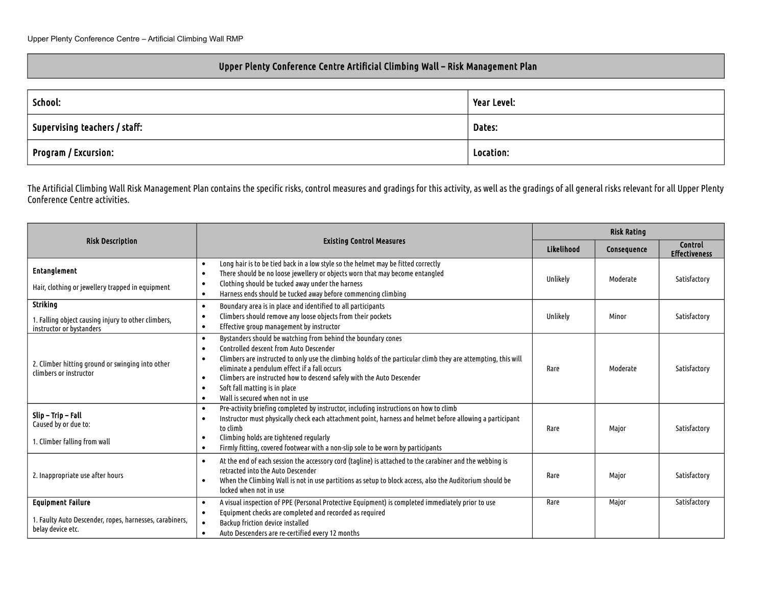# Upper Plenty Conference Centre Artificial Climbing Wall – Risk Management Plan

| School: | Year Level: |
|---|---|
| Supervising teachers / staff: | Dates: |
| Program / Excursion: | Location: |

The Artificial Climbing Wall Risk Management Plan contains the specific risks, control measures and gradings for this activity, as well as the gradings of all general risks relevant for all Upper Plenty Conference Centre activities.

| Risk Description | Existing Control Measures | Risk Rating | | |
|---|---|---|---|---|
| | | Likelihood | Consequence | Control Effectiveness |
| **Entanglement**<br><br>Hair, clothing or jewellery trapped in equipment | • Long hair is to be tied back in a low style so the helmet may be fitted correctly<br>• There should be no loose jewellery or objects worn that may become entangled<br>• Clothing should be tucked away under the harness<br>• Harness ends should be tucked away before commencing climbing | Unlikely | Moderate | Satisfactory |
| **Striking**<br><br>1. Falling object causing injury to other climbers, instructor or bystanders | • Boundary area is in place and identified to all participants<br>• Climbers should remove any loose objects from their pockets<br>• Effective group management by instructor | Unlikely | Minor | Satisfactory |
| 2. Climber hitting ground or swinging into other climbers or instructor | • Bystanders should be watching from behind the boundary cones<br>• Controlled descent from Auto Descender<br>• Climbers are instructed to only use the climbing holds of the particular climb they are attempting, this will eliminate a pendulum effect if a fall occurs<br>• Climbers are instructed how to descend safely with the Auto Descender<br>• Soft fall matting is in place<br>• Wall is secured when not in use | Rare | Moderate | Satisfactory |
| **Slip – Trip – Fall**<br>Caused by or due to:<br><br>1. Climber falling from wall | • Pre-activity briefing completed by instructor, including instructions on how to climb<br>• Instructor must physically check each attachment point, harness and helmet before allowing a participant to climb<br>• Climbing holds are tightened regularly<br>• Firmly fitting, covered footwear with a non-slip sole to be worn by participants | Rare | Major | Satisfactory |
| 2. Inappropriate use after hours | • At the end of each session the accessory cord (tagline) is attached to the carabiner and the webbing is retracted into the Auto Descender<br>• When the Climbing Wall is not in use partitions as setup to block access, also the Auditorium should be locked when not in use | Rare | Major | Satisfactory |
| **Equipment Failure**<br><br>1. Faulty Auto Descender, ropes, harnesses, carabiners, belay device etc. | • A visual inspection of PPE (Personal Protective Equipment) is completed immediately prior to use<br>• Equipment checks are completed and recorded as required<br>• Backup friction device installed<br>• Auto Descenders are re-certified every 12 months | Rare | Major | Satisfactory |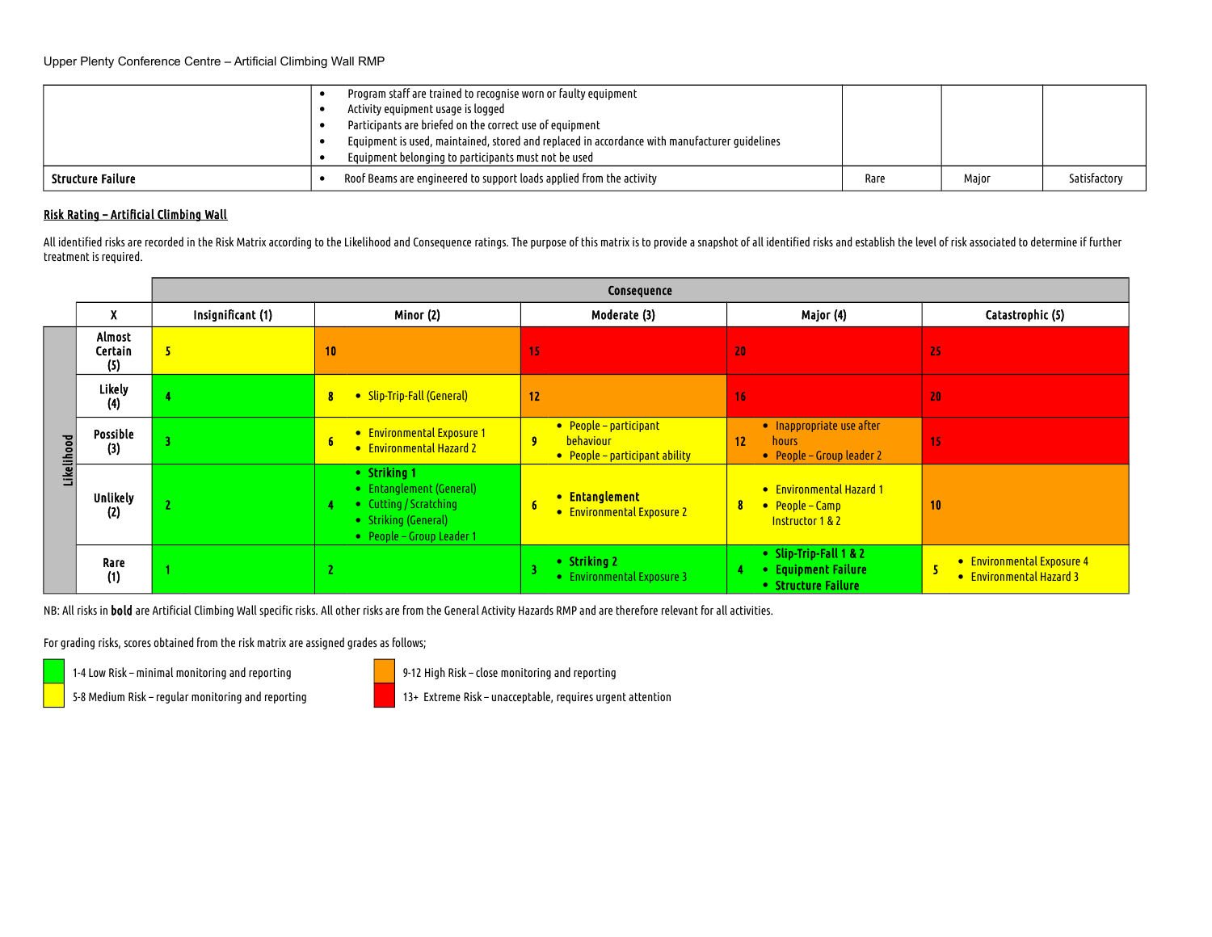| | | | | |
|---|---|---|---|---|
| | • Program staff are trained to recognise worn or faulty equipment<br>• Activity equipment usage is logged<br>• Participants are briefed on the correct use of equipment<br>• Equipment is used, maintained, stored and replaced in accordance with manufacturer guidelines<br>• Equipment belonging to participants must not be used | | | |
| **Structure Failure** | • Roof Beams are engineered to support loads applied from the activity | Rare | Major | Satisfactory |

**Risk Rating – Artificial Climbing Wall**

All identified risks are recorded in the Risk Matrix according to the Likelihood and Consequence ratings. The purpose of this matrix is to provide a snapshot of all identified risks and establish the level of risk associated to determine if further treatment is required.

| | | Consequence | | | | |
|---|---|---|---|---|---|---|
| | **X** | **Insignificant (1)** | **Minor (2)** | **Moderate (3)** | **Major (4)** | **Catastrophic (5)** |
| **Likelihood** | **Almost Certain (5)** | 5 | 10 | 15 | 20 | 25 |
| | **Likely (4)** | 4 | 8 • Slip-Trip-Fall (General) | 12 | 16 | 20 |
| | **Possible (3)** | 3 | 6 • Environmental Exposure 1 • Environmental Hazard 2 | 9 • People – participant behaviour • People – participant ability | 12 • Inappropriate use after hours • People – Group leader 2 | 15 |
| | **Unlikely (2)** | 2 | 4 • **Striking 1** • Entanglement (General) • Cutting / Scratching • Striking (General) • People – Group Leader 1 | 6 • **Entanglement** • Environmental Exposure 2 | 8 • Environmental Hazard 1 • People – Camp Instructor 1 & 2 | 10 |
| | **Rare (1)** | 1 | 2 | 3 • **Striking 2** • Environmental Exposure 3 | 4 • **Slip-Trip-Fall 1 & 2** • **Equipment Failure** • **Structure Failure** | 5 • Environmental Exposure 4 • Environmental Hazard 3 |

NB: All risks in **bold** are Artificial Climbing Wall specific risks. All other risks are from the General Activity Hazards RMP and are therefore relevant for all activities.

For grading risks, scores obtained from the risk matrix are assigned grades as follows;

- 1-4 Low Risk – minimal monitoring and reporting
- 5-8 Medium Risk – regular monitoring and reporting
- 9-12 High Risk – close monitoring and reporting
- 13+ Extreme Risk – unacceptable, requires urgent attention